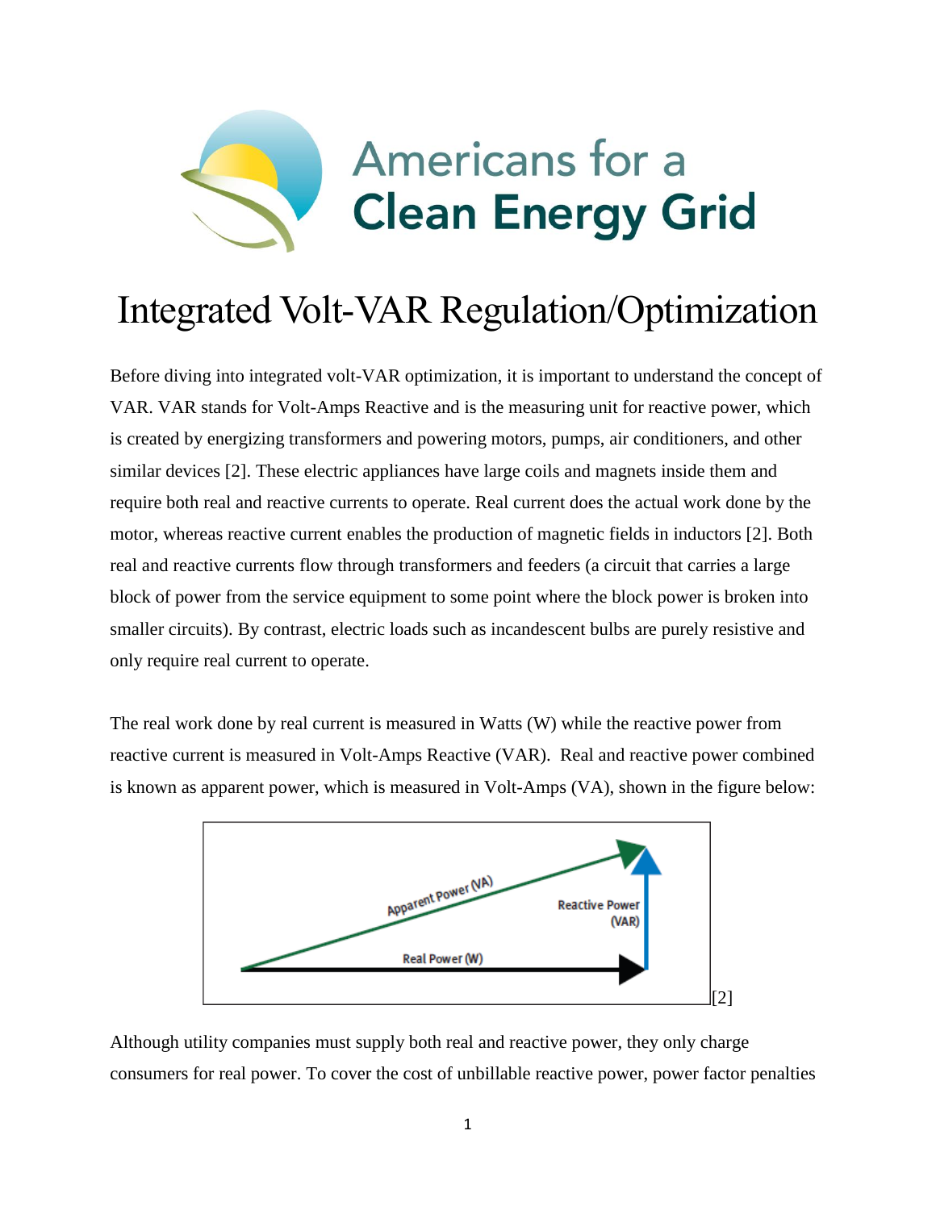Americans for a Clean Energy Grid

# Integrated Volt-VAR Regulation/Optimization

Before diving into integrated volt-VAR optimization, it is important to understand the concept of VAR. VAR stands for Volt-Amps Reactive and is the measuring unit for reactive power, which is created by energizing transformers and powering motors, pumps, air conditioners, and other similar devices [2]. These electric appliances have large coils and magnets inside them and require both real and reactive currents to operate. Real current does the actual work done by the motor, whereas reactive current enables the production of magnetic fields in inductors [2]. Both real and reactive currents flow through transformers and feeders (a circuit that carries a large block of power from the service equipment to some point where the block power is broken into smaller circuits). By contrast, electric loads such as incandescent bulbs are purely resistive and only require real current to operate.

The real work done by real current is measured in Watts (W) while the reactive power from reactive current is measured in Volt-Amps Reactive (VAR). Real and reactive power combined is known as apparent power, which is measured in Volt-Amps (VA), shown in the figure below:

Apparent Power (VA)

Reactive Power (VAR)

Real Power (W)

[2]

Although utility companies must supply both real and reactive power, they only charge consumers for real power. To cover the cost of unbillable reactive power, power factor penalties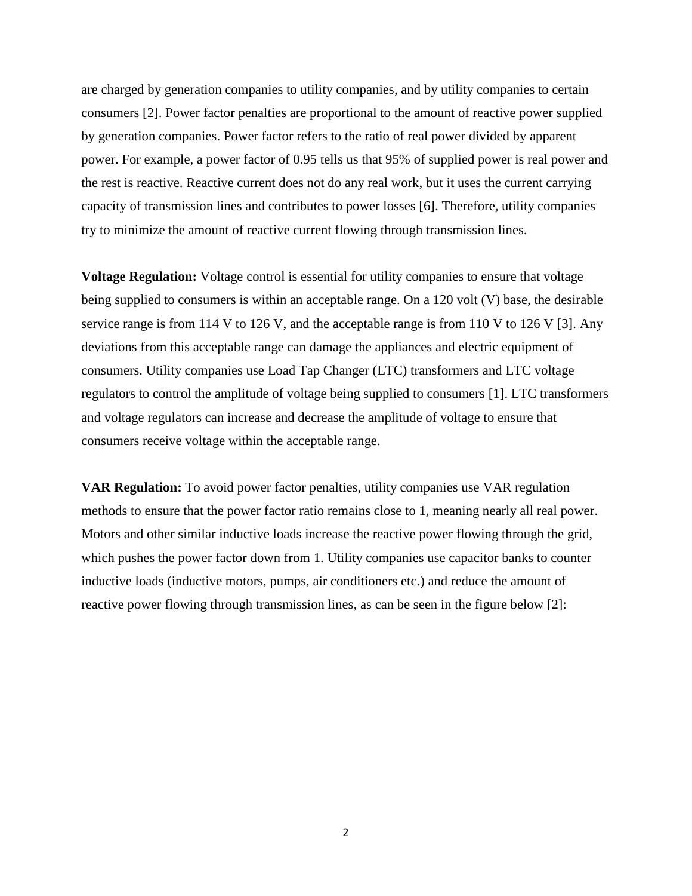are charged by generation companies to utility companies, and by utility companies to certain consumers [2]. Power factor penalties are proportional to the amount of reactive power supplied by generation companies. Power factor refers to the ratio of real power divided by apparent power. For example, a power factor of 0.95 tells us that 95% of supplied power is real power and the rest is reactive. Reactive current does not do any real work, but it uses the current carrying capacity of transmission lines and contributes to power losses [6]. Therefore, utility companies try to minimize the amount of reactive current flowing through transmission lines.

**Voltage Regulation:** Voltage control is essential for utility companies to ensure that voltage being supplied to consumers is within an acceptable range. On a 120 volt (V) base, the desirable service range is from 114 V to 126 V, and the acceptable range is from 110 V to 126 V [3]. Any deviations from this acceptable range can damage the appliances and electric equipment of consumers. Utility companies use Load Tap Changer (LTC) transformers and LTC voltage regulators to control the amplitude of voltage being supplied to consumers [1]. LTC transformers and voltage regulators can increase and decrease the amplitude of voltage to ensure that consumers receive voltage within the acceptable range.

**VAR Regulation:** To avoid power factor penalties, utility companies use VAR regulation methods to ensure that the power factor ratio remains close to 1, meaning nearly all real power. Motors and other similar inductive loads increase the reactive power flowing through the grid, which pushes the power factor down from 1. Utility companies use capacitor banks to counter inductive loads (inductive motors, pumps, air conditioners etc.) and reduce the amount of reactive power flowing through transmission lines, as can be seen in the figure below [2]: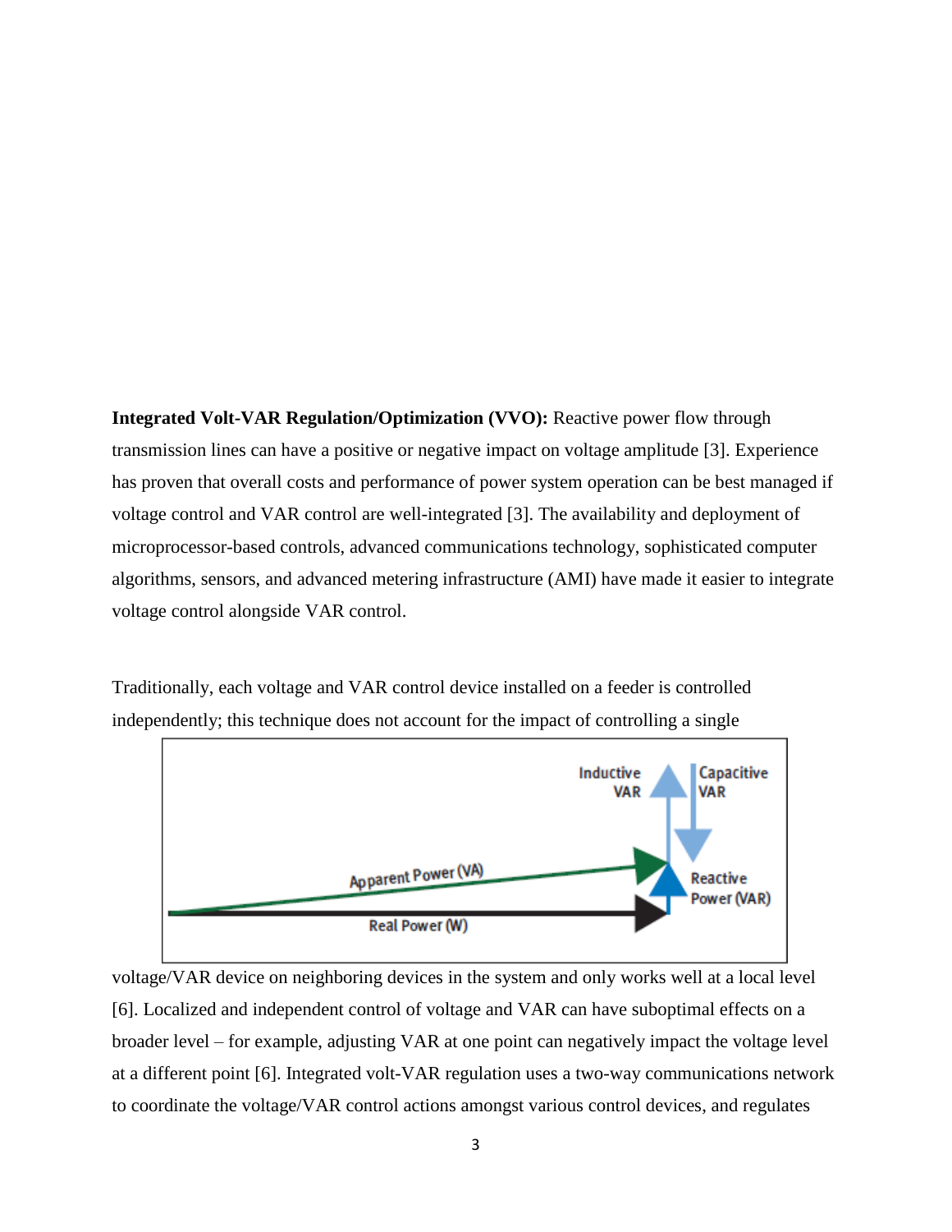**Integrated Volt-VAR Regulation/Optimization (VVO):** Reactive power flow through transmission lines can have a positive or negative impact on voltage amplitude [3]. Experience has proven that overall costs and performance of power system operation can be best managed if voltage control and VAR control are well-integrated [3]. The availability and deployment of microprocessor-based controls, advanced communications technology, sophisticated computer algorithms, sensors, and advanced metering infrastructure (AMI) have made it easier to integrate voltage control alongside VAR control.

Traditionally, each voltage and VAR control device installed on a feeder is controlled independently; this technique does not account for the impact of controlling a single voltage/VAR device on neighboring devices in the system and only works well at a local level [6]. Localized and independent control of voltage and VAR can have suboptimal effects on a broader level – for example, adjusting VAR at one point can negatively impact the voltage level at a different point [6]. Integrated volt-VAR regulation uses a two-way communications network to coordinate the voltage/VAR control actions amongst various control devices, and regulates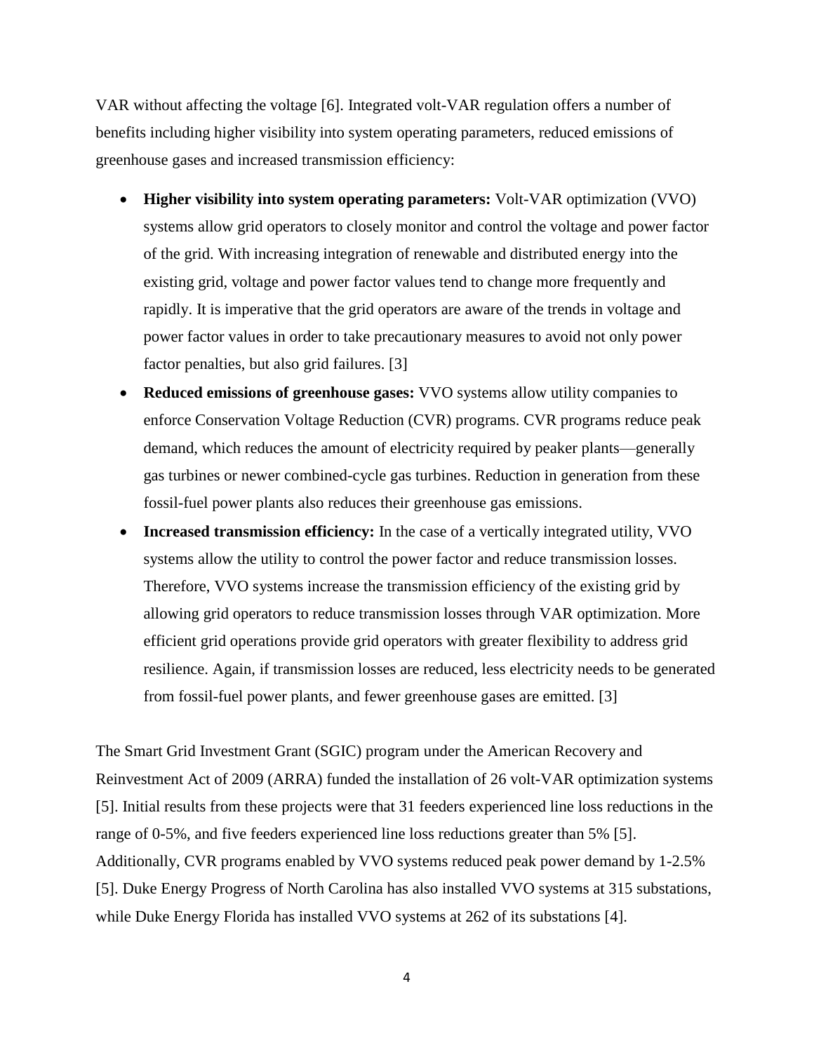VAR without affecting the voltage [6]. Integrated volt-VAR regulation offers a number of benefits including higher visibility into system operating parameters, reduced emissions of greenhouse gases and increased transmission efficiency:

- **Higher visibility into system operating parameters:** Volt-VAR optimization (VVO) systems allow grid operators to closely monitor and control the voltage and power factor of the grid. With increasing integration of renewable and distributed energy into the existing grid, voltage and power factor values tend to change more frequently and rapidly. It is imperative that the grid operators are aware of the trends in voltage and power factor values in order to take precautionary measures to avoid not only power factor penalties, but also grid failures. [3]
- **Reduced emissions of greenhouse gases:** VVO systems allow utility companies to enforce Conservation Voltage Reduction (CVR) programs. CVR programs reduce peak demand, which reduces the amount of electricity required by peaker plants—generally gas turbines or newer combined-cycle gas turbines. Reduction in generation from these fossil-fuel power plants also reduces their greenhouse gas emissions.
- **Increased transmission efficiency:** In the case of a vertically integrated utility, VVO systems allow the utility to control the power factor and reduce transmission losses. Therefore, VVO systems increase the transmission efficiency of the existing grid by allowing grid operators to reduce transmission losses through VAR optimization. More efficient grid operations provide grid operators with greater flexibility to address grid resilience. Again, if transmission losses are reduced, less electricity needs to be generated from fossil-fuel power plants, and fewer greenhouse gases are emitted. [3]

The Smart Grid Investment Grant (SGIC) program under the American Recovery and Reinvestment Act of 2009 (ARRA) funded the installation of 26 volt-VAR optimization systems [5]. Initial results from these projects were that 31 feeders experienced line loss reductions in the range of 0-5%, and five feeders experienced line loss reductions greater than 5% [5]. Additionally, CVR programs enabled by VVO systems reduced peak power demand by 1-2.5% [5]. Duke Energy Progress of North Carolina has also installed VVO systems at 315 substations, while Duke Energy Florida has installed VVO systems at 262 of its substations [4].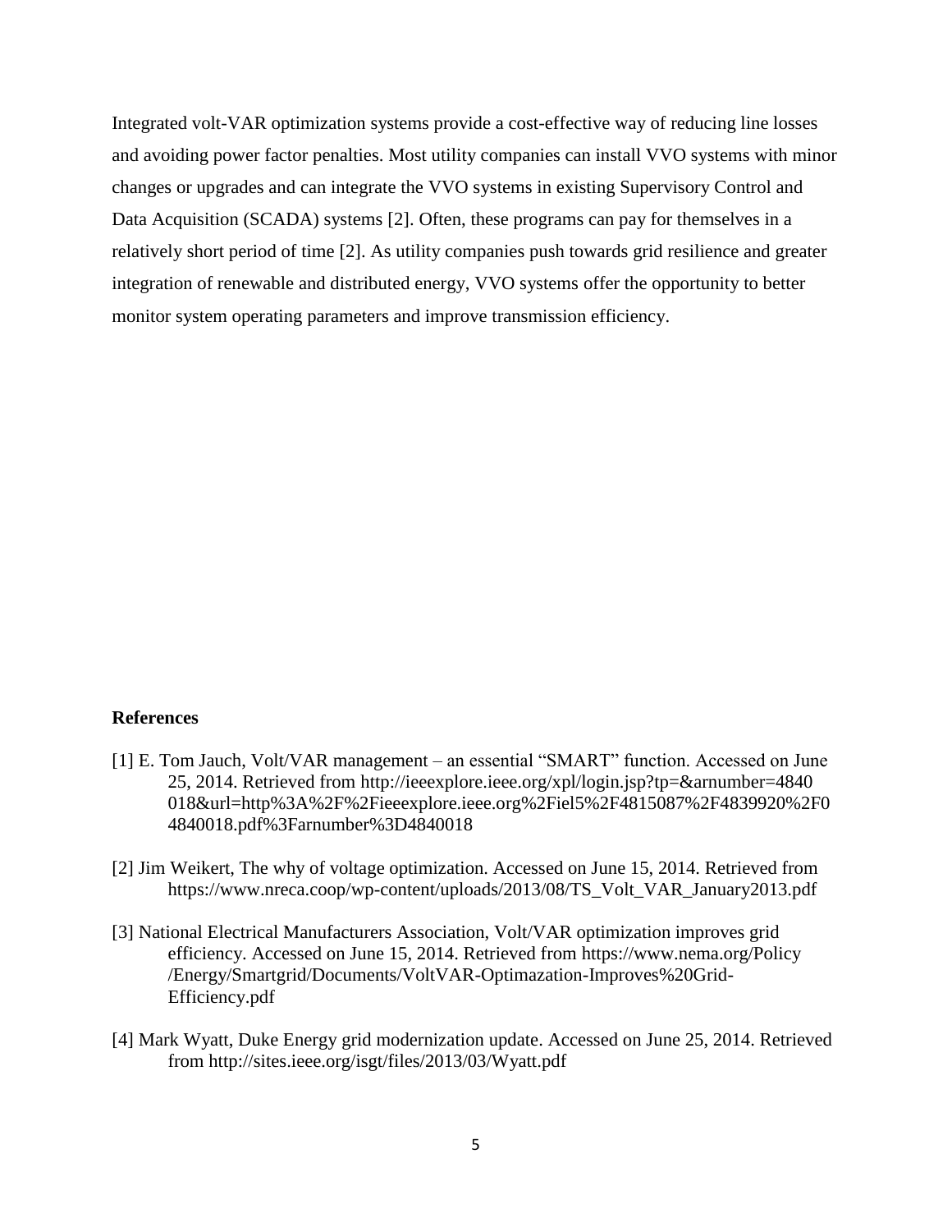Integrated volt-VAR optimization systems provide a cost-effective way of reducing line losses and avoiding power factor penalties. Most utility companies can install VVO systems with minor changes or upgrades and can integrate the VVO systems in existing Supervisory Control and Data Acquisition (SCADA) systems [2]. Often, these programs can pay for themselves in a relatively short period of time [2]. As utility companies push towards grid resilience and greater integration of renewable and distributed energy, VVO systems offer the opportunity to better monitor system operating parameters and improve transmission efficiency.

**References**

[1] E. Tom Jauch, Volt/VAR management – an essential "SMART" function. Accessed on June 25, 2014. Retrieved from http://ieeexplore.ieee.org/xpl/login.jsp?tp=&arnumber=4840018&url=http%3A%2F%2Fieeexplore.ieee.org%2Fiel5%2F4815087%2F4839920%2F04840018.pdf%3Farnumber%3D4840018

[2] Jim Weikert, The why of voltage optimization. Accessed on June 15, 2014. Retrieved from https://www.nreca.coop/wp-content/uploads/2013/08/TS_Volt_VAR_January2013.pdf

[3] National Electrical Manufacturers Association, Volt/VAR optimization improves grid efficiency. Accessed on June 15, 2014. Retrieved from https://www.nema.org/Policy/Energy/Smartgrid/Documents/VoltVAR-Optimazation-Improves%20Grid-Efficiency.pdf

[4] Mark Wyatt, Duke Energy grid modernization update. Accessed on June 25, 2014. Retrieved from http://sites.ieee.org/isgt/files/2013/03/Wyatt.pdf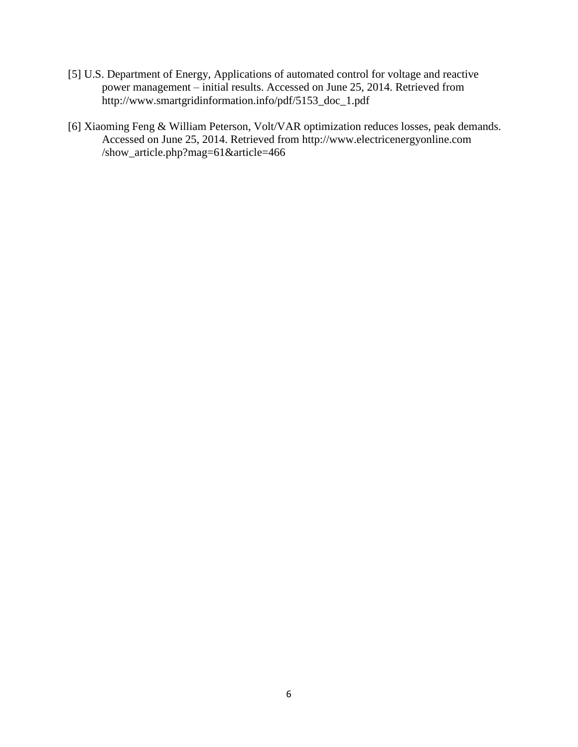[5] U.S. Department of Energy, Applications of automated control for voltage and reactive power management – initial results. Accessed on June 25, 2014. Retrieved from http://www.smartgridinformation.info/pdf/5153_doc_1.pdf

[6] Xiaoming Feng & William Peterson, Volt/VAR optimization reduces losses, peak demands. Accessed on June 25, 2014. Retrieved from http://www.electricenergyonline.com /show_article.php?mag=61&article=466